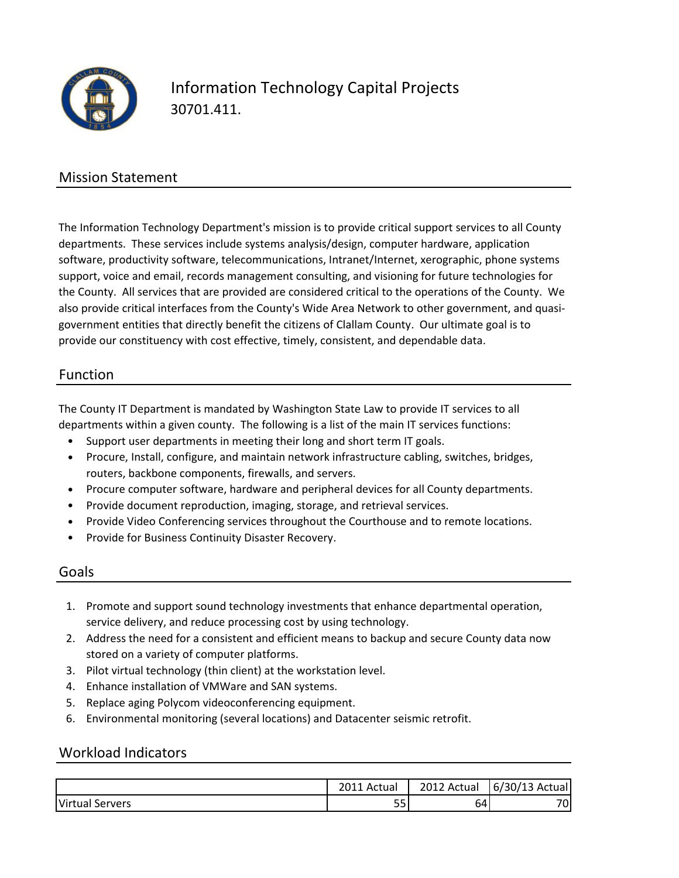# Information Technology Capital Projects

30701.411.

## Mission Statement

The Information Technology Department's mission is to provide critical support services to all County departments. These services include systems analysis/design, computer hardware, application software, productivity software, telecommunications, Intranet/Internet, xerographic, phone systems support, voice and email, records management consulting, and visioning for future technologies for the County. All services that are provided are considered critical to the operations of the County. We also provide critical interfaces from the County's Wide Area Network to other government, and quasi-government entities that directly benefit the citizens of Clallam County. Our ultimate goal is to provide our constituency with cost effective, timely, consistent, and dependable data.

## Function

The County IT Department is mandated by Washington State Law to provide IT services to all departments within a given county. The following is a list of the main IT services functions:

- Support user departments in meeting their long and short term IT goals.
- Procure, Install, configure, and maintain network infrastructure cabling, switches, bridges, routers, backbone components, firewalls, and servers.
- Procure computer software, hardware and peripheral devices for all County departments.
- Provide document reproduction, imaging, storage, and retrieval services.
- Provide Video Conferencing services throughout the Courthouse and to remote locations.
- Provide for Business Continuity Disaster Recovery.

## Goals

1. Promote and support sound technology investments that enhance departmental operation, service delivery, and reduce processing cost by using technology.
2. Address the need for a consistent and efficient means to backup and secure County data now stored on a variety of computer platforms.
3. Pilot virtual technology (thin client) at the workstation level.
4. Enhance installation of VMWare and SAN systems.
5. Replace aging Polycom videoconferencing equipment.
6. Environmental monitoring (several locations) and Datacenter seismic retrofit.

## Workload Indicators

| | 2011 Actual | 2012 Actual | 6/30/13 Actual |
|---|---|---|---|
| Virtual Servers | 55 | 64 | 70 |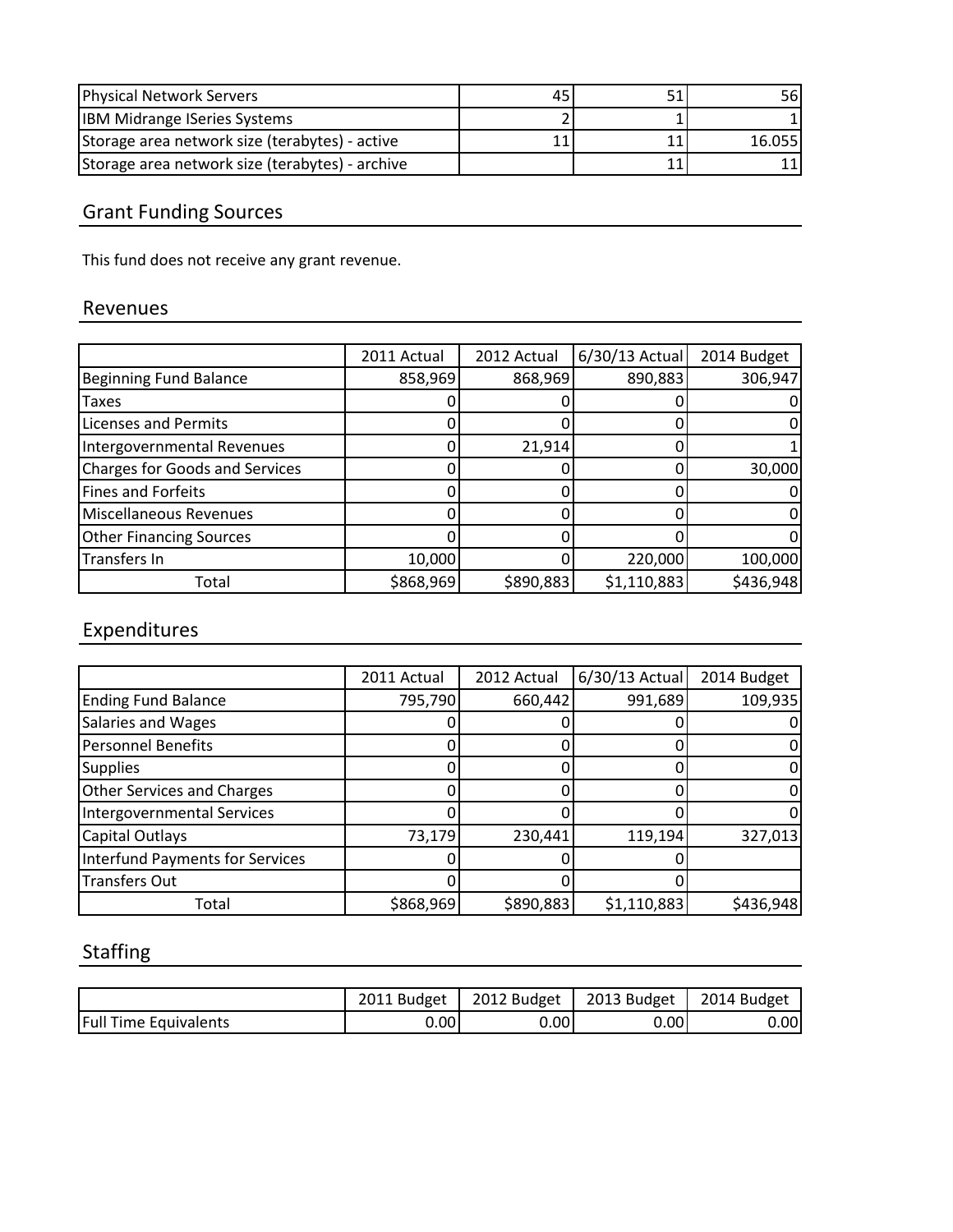| | | | |
|---|---|---|---|
| Physical Network Servers | 45 | 51 | 56 |
| IBM Midrange ISeries Systems | 2 | 1 | 1 |
| Storage area network size (terabytes) - active | 11 | 11 | 16.055 |
| Storage area network size (terabytes) - archive | | 11 | 11 |

## Grant Funding Sources

This fund does not receive any grant revenue.

## Revenues

| | 2011 Actual | 2012 Actual | 6/30/13 Actual | 2014 Budget |
|---|---|---|---|---|
| Beginning Fund Balance | 858,969 | 868,969 | 890,883 | 306,947 |
| Taxes | 0 | 0 | 0 | 0 |
| Licenses and Permits | 0 | 0 | 0 | 0 |
| Intergovernmental Revenues | 0 | 21,914 | 0 | 1 |
| Charges for Goods and Services | 0 | 0 | 0 | 30,000 |
| Fines and Forfeits | 0 | 0 | 0 | 0 |
| Miscellaneous Revenues | 0 | 0 | 0 | 0 |
| Other Financing Sources | 0 | 0 | 0 | 0 |
| Transfers In | 10,000 | 0 | 220,000 | 100,000 |
| Total | $868,969 | $890,883 | $1,110,883 | $436,948 |

## Expenditures

| | 2011 Actual | 2012 Actual | 6/30/13 Actual | 2014 Budget |
|---|---|---|---|---|
| Ending Fund Balance | 795,790 | 660,442 | 991,689 | 109,935 |
| Salaries and Wages | 0 | 0 | 0 | 0 |
| Personnel Benefits | 0 | 0 | 0 | 0 |
| Supplies | 0 | 0 | 0 | 0 |
| Other Services and Charges | 0 | 0 | 0 | 0 |
| Intergovernmental Services | 0 | 0 | 0 | 0 |
| Capital Outlays | 73,179 | 230,441 | 119,194 | 327,013 |
| Interfund Payments for Services | 0 | 0 | 0 | |
| Transfers Out | 0 | 0 | 0 | |
| Total | $868,969 | $890,883 | $1,110,883 | $436,948 |

## Staffing

| | 2011 Budget | 2012 Budget | 2013 Budget | 2014 Budget |
|---|---|---|---|---|
| Full Time Equivalents | 0.00 | 0.00 | 0.00 | 0.00 |